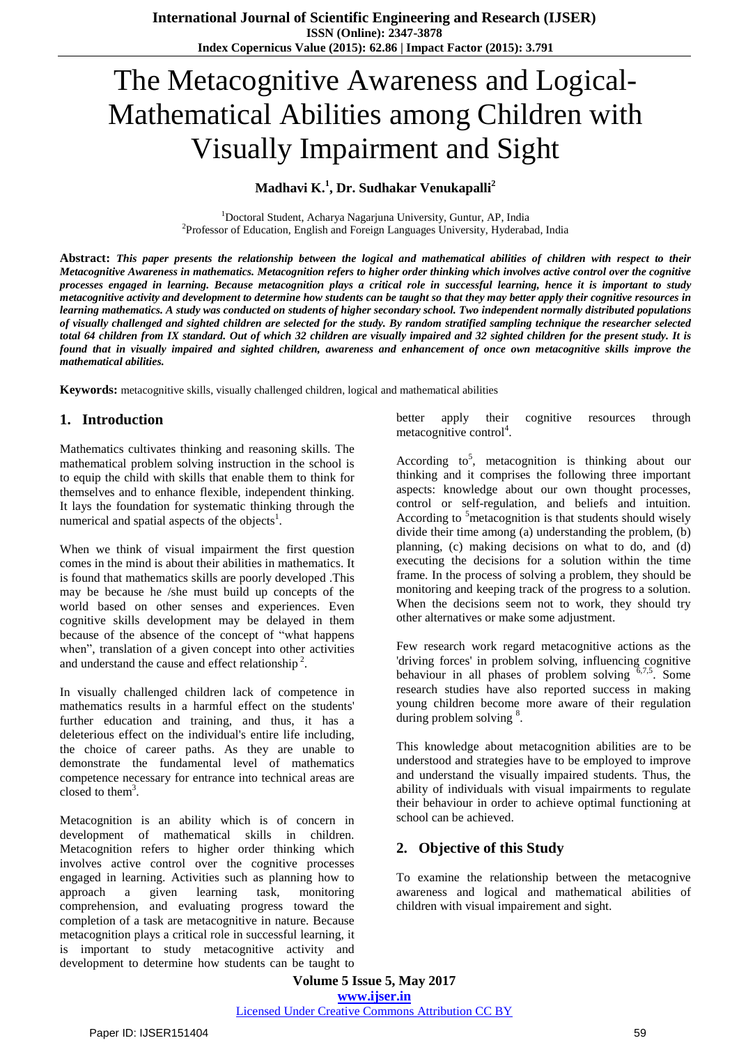# The Metacognitive Awareness and Logical-Mathematical Abilities among Children with Visually Impairment and Sight

**Madhavi K.[1], Dr. Sudhakar Venukapalli[2]**

[1]Doctoral Student, Acharya Nagarjuna University, Guntur, AP, India
[2]Professor of Education, English and Foreign Languages University, Hyderabad, India

**Abstract:** ***This paper presents the relationship between the logical and mathematical abilities of children with respect to their Metacognitive Awareness in mathematics. Metacognition refers to higher order thinking which involves active control over the cognitive processes engaged in learning. Because metacognition plays a critical role in successful learning, hence it is important to study metacognitive activity and development to determine how students can be taught so that they may better apply their cognitive resources in learning mathematics. A study was conducted on students of higher secondary school. Two independent normally distributed populations of visually challenged and sighted children are selected for the study. By random stratified sampling technique the researcher selected total 64 children from IX standard. Out of which 32 children are visually impaired and 32 sighted children for the present study. It is found that in visually impaired and sighted children, awareness and enhancement of once own metacognitive skills improve the mathematical abilities.***

**Keywords:** metacognitive skills, visually challenged children, logical and mathematical abilities

## 1. Introduction

Mathematics cultivates thinking and reasoning skills. The mathematical problem solving instruction in the school is to equip the child with skills that enable them to think for themselves and to enhance flexible, independent thinking. It lays the foundation for systematic thinking through the numerical and spatial aspects of the objects[1].

When we think of visual impairment the first question comes in the mind is about their abilities in mathematics. It is found that mathematics skills are poorly developed .This may be because he /she must build up concepts of the world based on other senses and experiences. Even cognitive skills development may be delayed in them because of the absence of the concept of "what happens when", translation of a given concept into other activities and understand the cause and effect relationship [2].

In visually challenged children lack of competence in mathematics results in a harmful effect on the students' further education and training, and thus, it has a deleterious effect on the individual's entire life including, the choice of career paths. As they are unable to demonstrate the fundamental level of mathematics competence necessary for entrance into technical areas are closed to them[3].

Metacognition is an ability which is of concern in development of mathematical skills in children. Metacognition refers to higher order thinking which involves active control over the cognitive processes engaged in learning. Activities such as planning how to approach a given learning task, monitoring comprehension, and evaluating progress toward the completion of a task are metacognitive in nature. Because metacognition plays a critical role in successful learning, it is important to study metacognitive activity and development to determine how students can be taught to better apply their cognitive resources through metacognitive control[4].

According to[5], metacognition is thinking about our thinking and it comprises the following three important aspects: knowledge about our own thought processes, control or self-regulation, and beliefs and intuition. According to [5]metacognition is that students should wisely divide their time among (a) understanding the problem, (b) planning, (c) making decisions on what to do, and (d) executing the decisions for a solution within the time frame. In the process of solving a problem, they should be monitoring and keeping track of the progress to a solution. When the decisions seem not to work, they should try other alternatives or make some adjustment.

Few research work regard metacognitive actions as the 'driving forces' in problem solving, influencing cognitive behaviour in all phases of problem solving [6,7,5]. Some research studies have also reported success in making young children become more aware of their regulation during problem solving [8].

This knowledge about metacognition abilities are to be understood and strategies have to be employed to improve and understand the visually impaired students. Thus, the ability of individuals with visual impairments to regulate their behaviour in order to achieve optimal functioning at school can be achieved.

## 2. Objective of this Study

To examine the relationship between the metacognive awareness and logical and mathematical abilities of children with visual impairement and sight.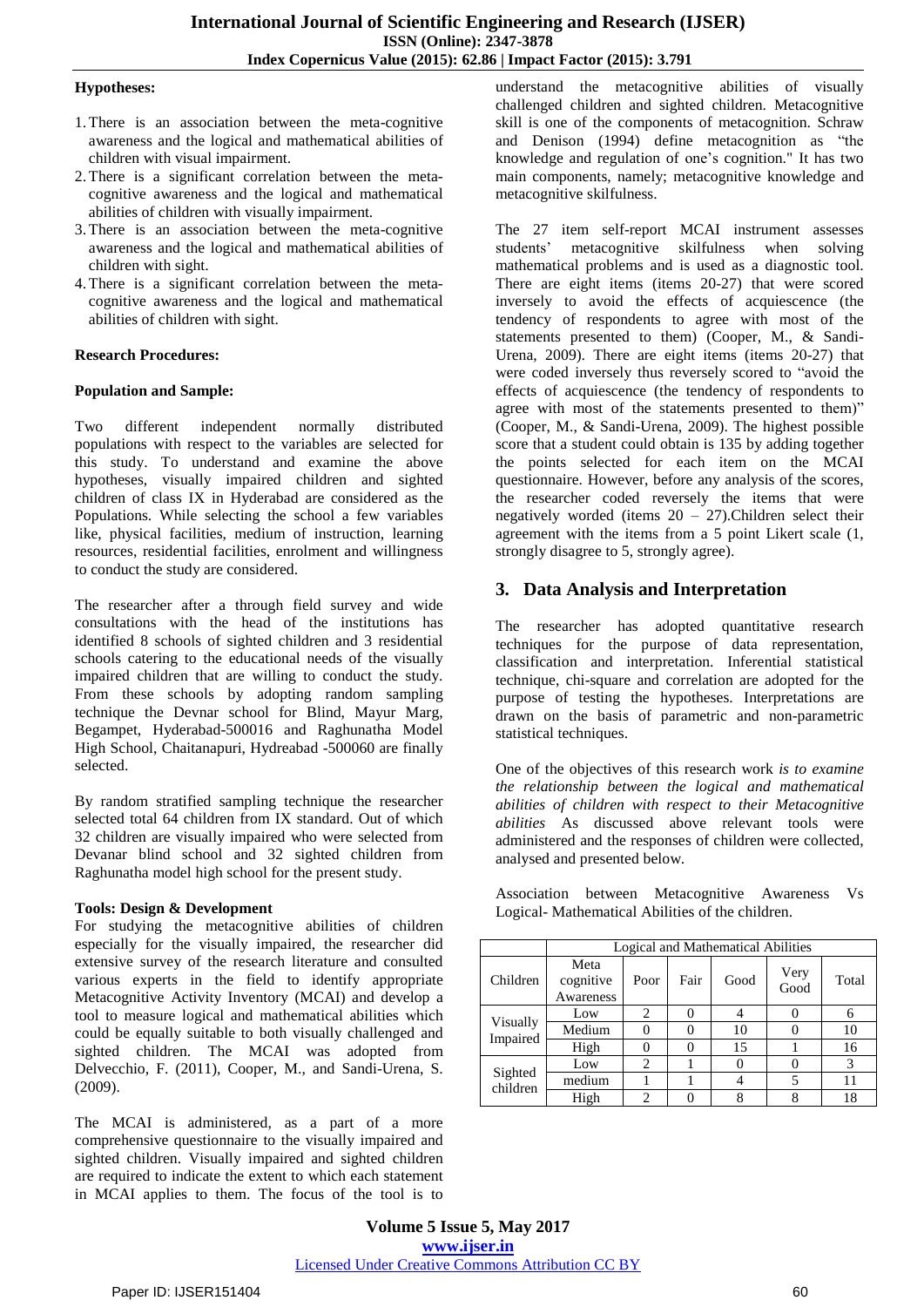**Hypotheses:**

1. There is an association between the meta-cognitive awareness and the logical and mathematical abilities of children with visual impairment.
2. There is a significant correlation between the meta-cognitive awareness and the logical and mathematical abilities of children with visually impairment.
3. There is an association between the meta-cognitive awareness and the logical and mathematical abilities of children with sight.
4. There is a significant correlation between the meta-cognitive awareness and the logical and mathematical abilities of children with sight.

**Research Procedures:**

**Population and Sample:**

Two different independent normally distributed populations with respect to the variables are selected for this study. To understand and examine the above hypotheses, visually impaired children and sighted children of class IX in Hyderabad are considered as the Populations. While selecting the school a few variables like, physical facilities, medium of instruction, learning resources, residential facilities, enrolment and willingness to conduct the study are considered.

The researcher after a through field survey and wide consultations with the head of the institutions has identified 8 schools of sighted children and 3 residential schools catering to the educational needs of the visually impaired children that are willing to conduct the study. From these schools by adopting random sampling technique the Devnar school for Blind, Mayur Marg, Begampet, Hyderabad-500016 and Raghunatha Model High School, Chaitanapuri, Hydreabad -500060 are finally selected.

By random stratified sampling technique the researcher selected total 64 children from IX standard. Out of which 32 children are visually impaired who were selected from Devanar blind school and 32 sighted children from Raghunatha model high school for the present study.

**Tools: Design & Development**

For studying the metacognitive abilities of children especially for the visually impaired, the researcher did extensive survey of the research literature and consulted various experts in the field to identify appropriate Metacognitive Activity Inventory (MCAI) and develop a tool to measure logical and mathematical abilities which could be equally suitable to both visually challenged and sighted children. The MCAI was adopted from Delvecchio, F. (2011), Cooper, M., and Sandi-Urena, S. (2009).

The MCAI is administered, as a part of a more comprehensive questionnaire to the visually impaired and sighted children. Visually impaired and sighted children are required to indicate the extent to which each statement in MCAI applies to them. The focus of the tool is to understand the metacognitive abilities of visually challenged and sighted children. Metacognitive skill is one of the components of metacognition. Schraw and Denison (1994) define metacognition as "the knowledge and regulation of one's cognition." It has two main components, namely; metacognitive knowledge and metacognitive skilfulness.

The 27 item self-report MCAI instrument assesses students' metacognitive skilfulness when solving mathematical problems and is used as a diagnostic tool. There are eight items (items 20-27) that were scored inversely to avoid the effects of acquiescence (the tendency of respondents to agree with most of the statements presented to them) (Cooper, M., & Sandi-Urena, 2009). There are eight items (items 20-27) that were coded inversely thus reversely scored to "avoid the effects of acquiescence (the tendency of respondents to agree with most of the statements presented to them)" (Cooper, M., & Sandi-Urena, 2009). The highest possible score that a student could obtain is 135 by adding together the points selected for each item on the MCAI questionnaire. However, before any analysis of the scores, the researcher coded reversely the items that were negatively worded (items 20 – 27).Children select their agreement with the items from a 5 point Likert scale (1, strongly disagree to 5, strongly agree).

## 3. Data Analysis and Interpretation

The researcher has adopted quantitative research techniques for the purpose of data representation, classification and interpretation. Inferential statistical technique, chi-square and correlation are adopted for the purpose of testing the hypotheses. Interpretations are drawn on the basis of parametric and non-parametric statistical techniques.

One of the objectives of this research work *is to examine the relationship between the logical and mathematical abilities of children with respect to their Metacognitive abilities* As discussed above relevant tools were administered and the responses of children were collected, analysed and presented below.

Association between Metacognitive Awareness Vs Logical- Mathematical Abilities of the children.

| | Logical and Mathematical Abilities | | | | | |
|---|---|---|---|---|---|---|
| Children | Meta cognitive Awareness | Poor | Fair | Good | Very Good | Total |
| Visually Impaired | Low | 2 | 0 | 4 | 0 | 6 |
| | Medium | 0 | 0 | 10 | 0 | 10 |
| | High | 0 | 0 | 15 | 1 | 16 |
| Sighted children | Low | 2 | 1 | 0 | 0 | 3 |
| | medium | 1 | 1 | 4 | 5 | 11 |
| | High | 2 | 0 | 8 | 8 | 18 |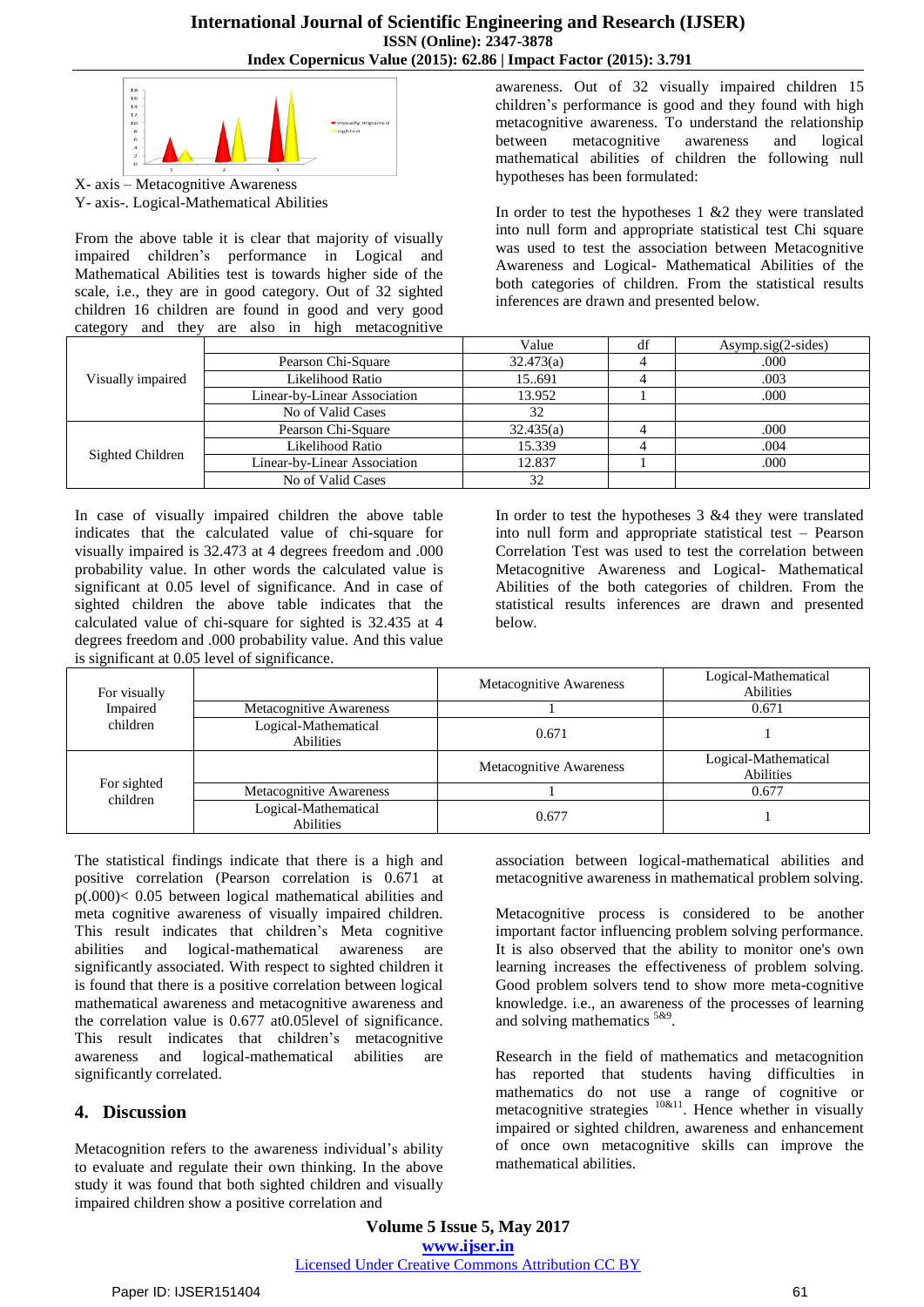X- axis – Metacognitive Awareness

Y- axis-. Logical-Mathematical Abilities

From the above table it is clear that majority of visually impaired children's performance in Logical and Mathematical Abilities test is towards higher side of the scale, i.e., they are in good category. Out of 32 sighted children 16 children are found in good and very good category and they are also in high metacognitive awareness. Out of 32 visually impaired children 15 children's performance is good and they found with high metacognitive awareness. To understand the relationship between metacognitive awareness and logical mathematical abilities of children the following null hypotheses has been formulated:

In order to test the hypotheses 1 &2 they were translated into null form and appropriate statistical test Chi square was used to test the association between Metacognitive Awareness and Logical- Mathematical Abilities of the both categories of children. From the statistical results inferences are drawn and presented below.

| | | Value | df | Asymp.sig(2-sides) |
|---|---|---|---|---|
| Visually impaired | Pearson Chi-Square | 32.473(a) | 4 | .000 |
| | Likelihood Ratio | 15..691 | 4 | .003 |
| | Linear-by-Linear Association | 13.952 | 1 | .000 |
| | No of Valid Cases | 32 | | |
| Sighted Children | Pearson Chi-Square | 32.435(a) | 4 | .000 |
| | Likelihood Ratio | 15.339 | 4 | .004 |
| | Linear-by-Linear Association | 12.837 | 1 | .000 |
| | No of Valid Cases | 32 | | |

In case of visually impaired children the above table indicates that the calculated value of chi-square for visually impaired is 32.473 at 4 degrees freedom and .000 probability value. In other words the calculated value is significant at 0.05 level of significance. And in case of sighted children the above table indicates that the calculated value of chi-square for sighted is 32.435 at 4 degrees freedom and .000 probability value. And this value is significant at 0.05 level of significance.

In order to test the hypotheses 3 &4 they were translated into null form and appropriate statistical test – Pearson Correlation Test was used to test the correlation between Metacognitive Awareness and Logical- Mathematical Abilities of the both categories of children. From the statistical results inferences are drawn and presented below.

| | | Metacognitive Awareness | Logical-Mathematical Abilities |
|---|---|---|---|
| For visually Impaired children | Metacognitive Awareness | 1 | 0.671 |
| | Logical-Mathematical Abilities | 0.671 | 1 |
| For sighted children | | Metacognitive Awareness | Logical-Mathematical Abilities |
| | Metacognitive Awareness | 1 | 0.677 |
| | Logical-Mathematical Abilities | 0.677 | 1 |

The statistical findings indicate that there is a high and positive correlation (Pearson correlation is 0.671 at p(.000)< 0.05 between logical mathematical abilities and meta cognitive awareness of visually impaired children. This result indicates that children's Meta cognitive abilities and logical-mathematical awareness are significantly associated. With respect to sighted children it is found that there is a positive correlation between logical mathematical awareness and metacognitive awareness and the correlation value is 0.677 at0.05level of significance. This result indicates that children's metacognitive awareness and logical-mathematical abilities are significantly correlated.

## 4. Discussion

Metacognition refers to the awareness individual's ability to evaluate and regulate their own thinking. In the above study it was found that both sighted children and visually impaired children show a positive correlation and association between logical-mathematical abilities and metacognitive awareness in mathematical problem solving.

Metacognitive process is considered to be another important factor influencing problem solving performance. It is also observed that the ability to monitor one's own learning increases the effectiveness of problem solving. Good problem solvers tend to show more meta-cognitive knowledge. i.e., an awareness of the processes of learning and solving mathematics [5&9].

Research in the field of mathematics and metacognition has reported that students having difficulties in mathematics do not use a range of cognitive or metacognitive strategies [10&11]. Hence whether in visually impaired or sighted children, awareness and enhancement of once own metacognitive skills can improve the mathematical abilities.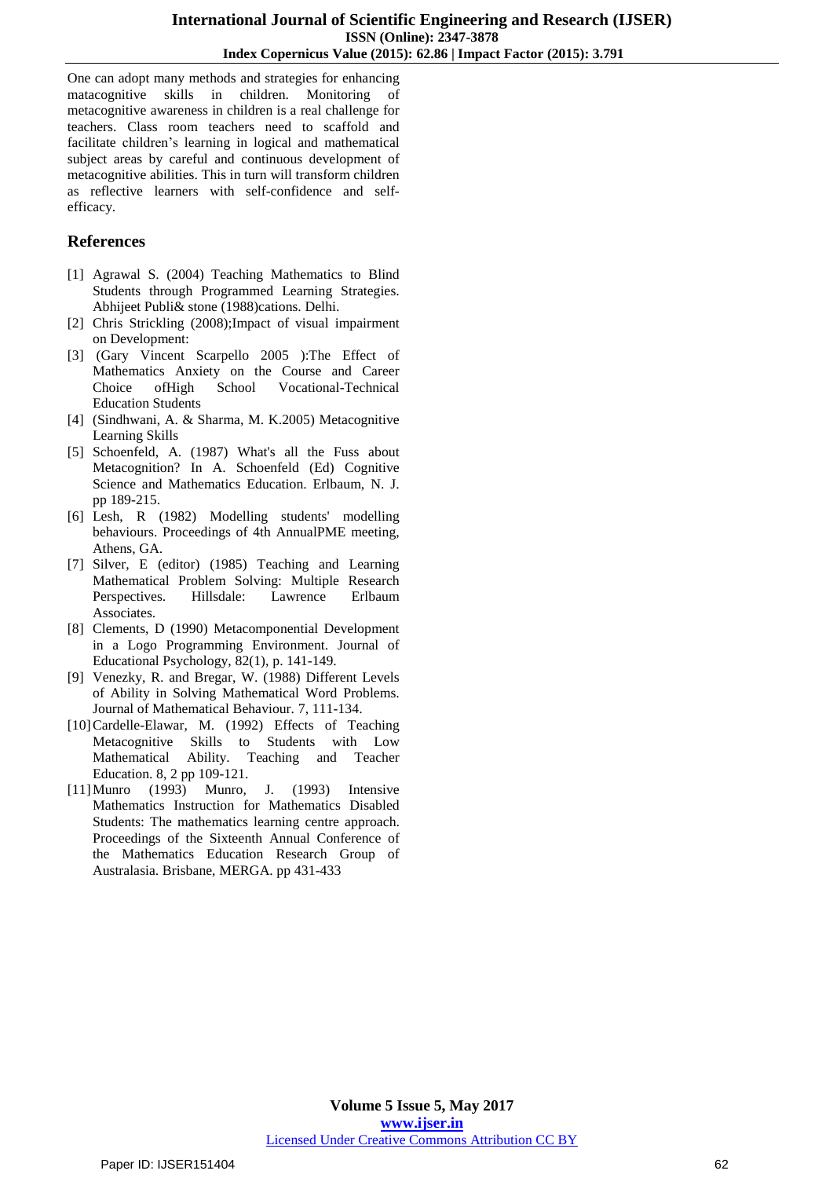One can adopt many methods and strategies for enhancing matacognitive skills in children. Monitoring of metacognitive awareness in children is a real challenge for teachers. Class room teachers need to scaffold and facilitate children's learning in logical and mathematical subject areas by careful and continuous development of metacognitive abilities. This in turn will transform children as reflective learners with self-confidence and self-efficacy.

## References

[1] Agrawal S. (2004) Teaching Mathematics to Blind Students through Programmed Learning Strategies. Abhijeet Publi& stone (1988)cations. Delhi.

[2] Chris Strickling (2008);Impact of visual impairment on Development:

[3] (Gary Vincent Scarpello 2005 ):The Effect of Mathematics Anxiety on the Course and Career Choice ofHigh School Vocational-Technical Education Students

[4] (Sindhwani, A. & Sharma, M. K.2005) Metacognitive Learning Skills

[5] Schoenfeld, A. (1987) What's all the Fuss about Metacognition? In A. Schoenfeld (Ed) Cognitive Science and Mathematics Education. Erlbaum, N. J. pp 189-215.

[6] Lesh, R (1982) Modelling students' modelling behaviours. Proceedings of 4th AnnualPME meeting, Athens, GA.

[7] Silver, E (editor) (1985) Teaching and Learning Mathematical Problem Solving: Multiple Research Perspectives. Hillsdale: Lawrence Erlbaum Associates.

[8] Clements, D (1990) Metacomponential Development in a Logo Programming Environment. Journal of Educational Psychology, 82(1), p. 141-149.

[9] Venezky, R. and Bregar, W. (1988) Different Levels of Ability in Solving Mathematical Word Problems. Journal of Mathematical Behaviour. 7, 111-134.

[10] Cardelle-Elawar, M. (1992) Effects of Teaching Metacognitive Skills to Students with Low Mathematical Ability. Teaching and Teacher Education. 8, 2 pp 109-121.

[11] Munro (1993) Munro, J. (1993) Intensive Mathematics Instruction for Mathematics Disabled Students: The mathematics learning centre approach. Proceedings of the Sixteenth Annual Conference of the Mathematics Education Research Group of Australasia. Brisbane, MERGA. pp 431-433